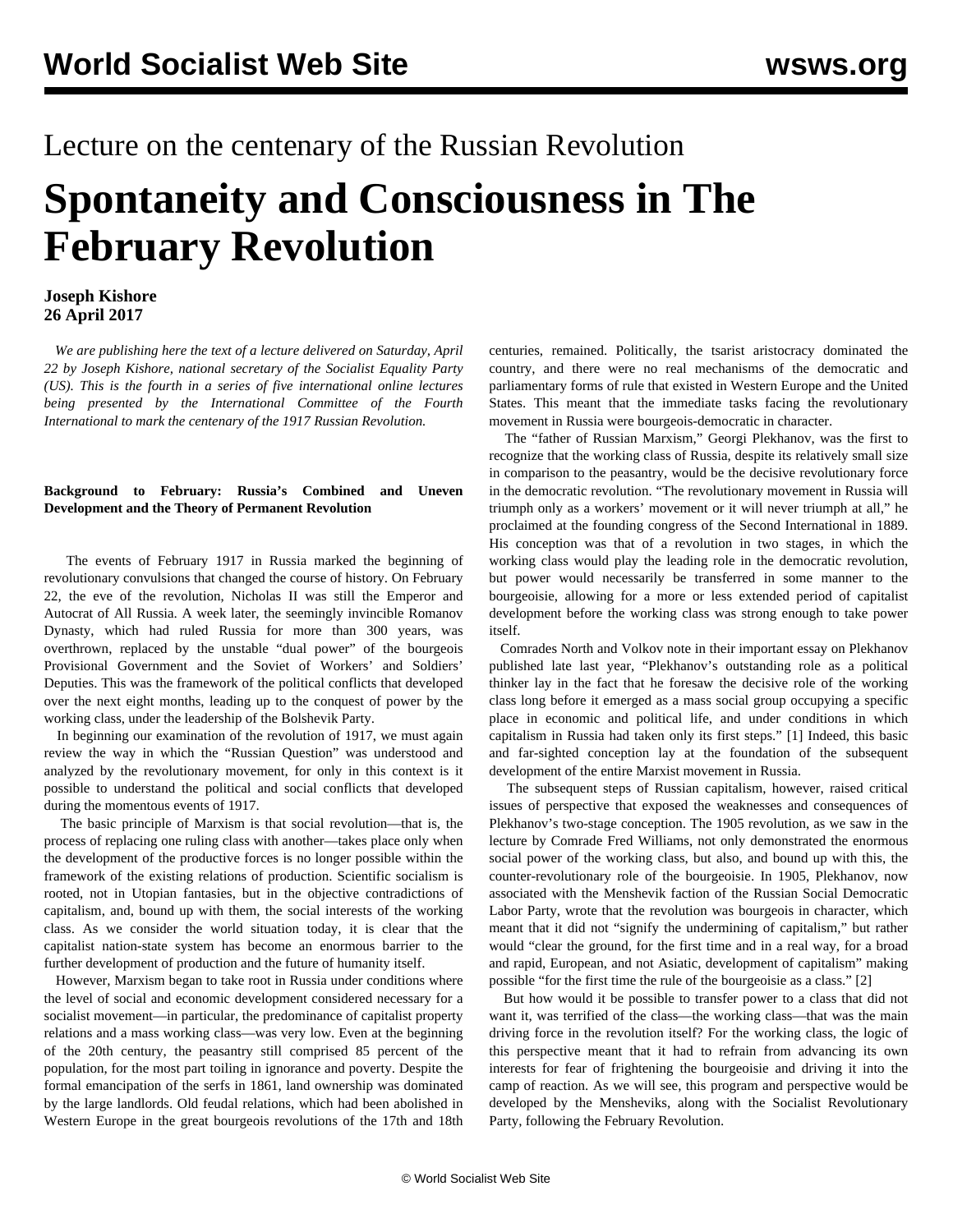Lecture on the centenary of the Russian Revolution

# Spontaneity and Consciousness in The February Revolution

**Joseph Kishore**
**26 April 2017**

*We are publishing here the text of a lecture delivered on Saturday, April 22 by Joseph Kishore, national secretary of the Socialist Equality Party (US). This is the fourth in a series of five international online lectures being presented by the International Committee of the Fourth International to mark the centenary of the 1917 Russian Revolution.*

**Background to February: Russia's Combined and Uneven Development and the Theory of Permanent Revolution**

The events of February 1917 in Russia marked the beginning of revolutionary convulsions that changed the course of history. On February 22, the eve of the revolution, Nicholas II was still the Emperor and Autocrat of All Russia. A week later, the seemingly invincible Romanov Dynasty, which had ruled Russia for more than 300 years, was overthrown, replaced by the unstable "dual power" of the bourgeois Provisional Government and the Soviet of Workers' and Soldiers' Deputies. This was the framework of the political conflicts that developed over the next eight months, leading up to the conquest of power by the working class, under the leadership of the Bolshevik Party.

In beginning our examination of the revolution of 1917, we must again review the way in which the "Russian Question" was understood and analyzed by the revolutionary movement, for only in this context is it possible to understand the political and social conflicts that developed during the momentous events of 1917.

The basic principle of Marxism is that social revolution—that is, the process of replacing one ruling class with another—takes place only when the development of the productive forces is no longer possible within the framework of the existing relations of production. Scientific socialism is rooted, not in Utopian fantasies, but in the objective contradictions of capitalism, and, bound up with them, the social interests of the working class. As we consider the world situation today, it is clear that the capitalist nation-state system has become an enormous barrier to the further development of production and the future of humanity itself.

However, Marxism began to take root in Russia under conditions where the level of social and economic development considered necessary for a socialist movement—in particular, the predominance of capitalist property relations and a mass working class—was very low. Even at the beginning of the 20th century, the peasantry still comprised 85 percent of the population, for the most part toiling in ignorance and poverty. Despite the formal emancipation of the serfs in 1861, land ownership was dominated by the large landlords. Old feudal relations, which had been abolished in Western Europe in the great bourgeois revolutions of the 17th and 18th centuries, remained. Politically, the tsarist aristocracy dominated the country, and there were no real mechanisms of the democratic and parliamentary forms of rule that existed in Western Europe and the United States. This meant that the immediate tasks facing the revolutionary movement in Russia were bourgeois-democratic in character.

The "father of Russian Marxism," Georgi Plekhanov, was the first to recognize that the working class of Russia, despite its relatively small size in comparison to the peasantry, would be the decisive revolutionary force in the democratic revolution. "The revolutionary movement in Russia will triumph only as a workers' movement or it will never triumph at all," he proclaimed at the founding congress of the Second International in 1889. His conception was that of a revolution in two stages, in which the working class would play the leading role in the democratic revolution, but power would necessarily be transferred in some manner to the bourgeoisie, allowing for a more or less extended period of capitalist development before the working class was strong enough to take power itself.

Comrades North and Volkov note in their important essay on Plekhanov published late last year, "Plekhanov's outstanding role as a political thinker lay in the fact that he foresaw the decisive role of the working class long before it emerged as a mass social group occupying a specific place in economic and political life, and under conditions in which capitalism in Russia had taken only its first steps." [1] Indeed, this basic and far-sighted conception lay at the foundation of the subsequent development of the entire Marxist movement in Russia.

The subsequent steps of Russian capitalism, however, raised critical issues of perspective that exposed the weaknesses and consequences of Plekhanov's two-stage conception. The 1905 revolution, as we saw in the lecture by Comrade Fred Williams, not only demonstrated the enormous social power of the working class, but also, and bound up with this, the counter-revolutionary role of the bourgeoisie. In 1905, Plekhanov, now associated with the Menshevik faction of the Russian Social Democratic Labor Party, wrote that the revolution was bourgeois in character, which meant that it did not "signify the undermining of capitalism," but rather would "clear the ground, for the first time and in a real way, for a broad and rapid, European, and not Asiatic, development of capitalism" making possible "for the first time the rule of the bourgeoisie as a class." [2]

But how would it be possible to transfer power to a class that did not want it, was terrified of the class—the working class—that was the main driving force in the revolution itself? For the working class, the logic of this perspective meant that it had to refrain from advancing its own interests for fear of frightening the bourgeoisie and driving it into the camp of reaction. As we will see, this program and perspective would be developed by the Mensheviks, along with the Socialist Revolutionary Party, following the February Revolution.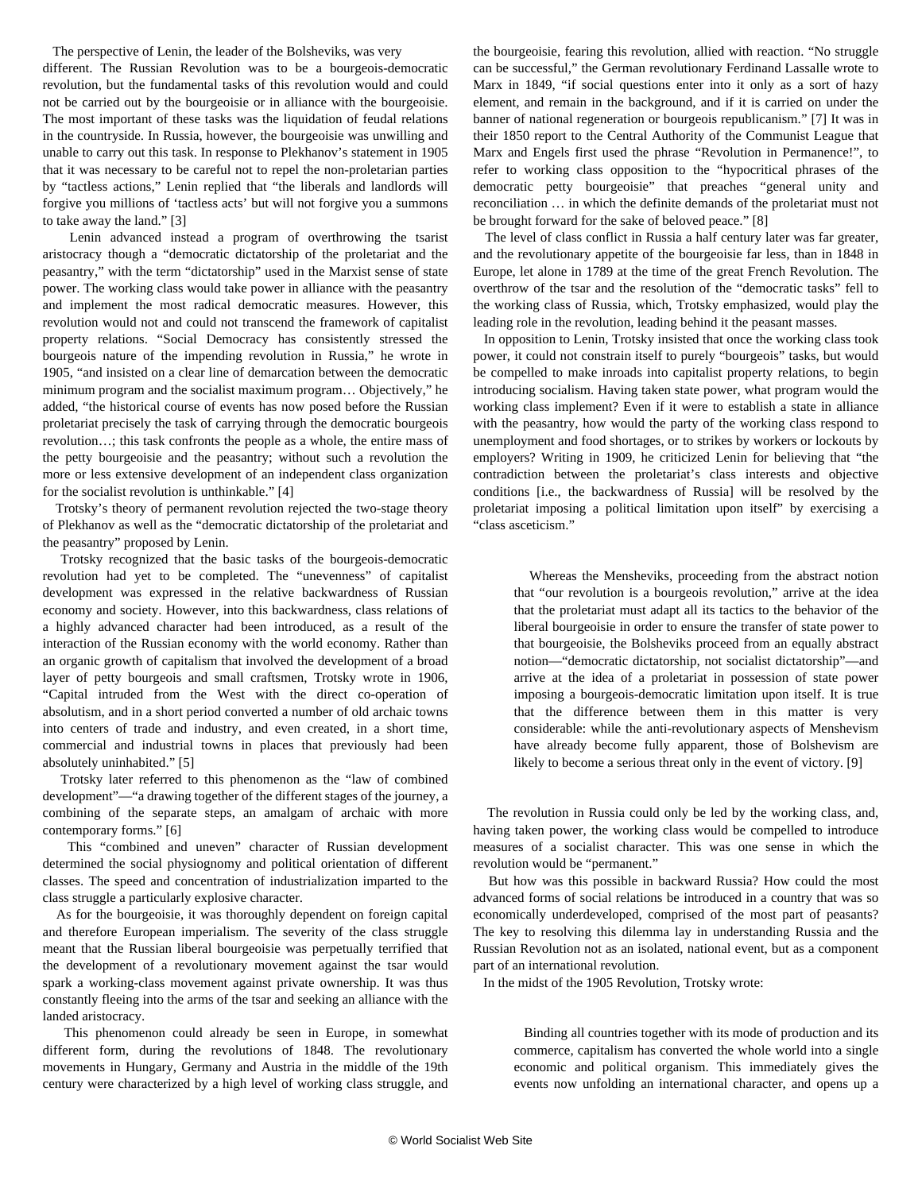The perspective of Lenin, the leader of the Bolsheviks, was very different. The Russian Revolution was to be a bourgeois-democratic revolution, but the fundamental tasks of this revolution would and could not be carried out by the bourgeoisie or in alliance with the bourgeoisie. The most important of these tasks was the liquidation of feudal relations in the countryside. In Russia, however, the bourgeoisie was unwilling and unable to carry out this task. In response to Plekhanov's statement in 1905 that it was necessary to be careful not to repel the non-proletarian parties by "tactless actions," Lenin replied that "the liberals and landlords will forgive you millions of 'tactless acts' but will not forgive you a summons to take away the land." [3]

Lenin advanced instead a program of overthrowing the tsarist aristocracy though a "democratic dictatorship of the proletariat and the peasantry," with the term "dictatorship" used in the Marxist sense of state power. The working class would take power in alliance with the peasantry and implement the most radical democratic measures. However, this revolution would not and could not transcend the framework of capitalist property relations. "Social Democracy has consistently stressed the bourgeois nature of the impending revolution in Russia," he wrote in 1905, "and insisted on a clear line of demarcation between the democratic minimum program and the socialist maximum program… Objectively," he added, "the historical course of events has now posed before the Russian proletariat precisely the task of carrying through the democratic bourgeois revolution…; this task confronts the people as a whole, the entire mass of the petty bourgeoisie and the peasantry; without such a revolution the more or less extensive development of an independent class organization for the socialist revolution is unthinkable." [4]

Trotsky's theory of permanent revolution rejected the two-stage theory of Plekhanov as well as the "democratic dictatorship of the proletariat and the peasantry" proposed by Lenin.

Trotsky recognized that the basic tasks of the bourgeois-democratic revolution had yet to be completed. The "unevenness" of capitalist development was expressed in the relative backwardness of Russian economy and society. However, into this backwardness, class relations of a highly advanced character had been introduced, as a result of the interaction of the Russian economy with the world economy. Rather than an organic growth of capitalism that involved the development of a broad layer of petty bourgeois and small craftsmen, Trotsky wrote in 1906, "Capital intruded from the West with the direct co-operation of absolutism, and in a short period converted a number of old archaic towns into centers of trade and industry, and even created, in a short time, commercial and industrial towns in places that previously had been absolutely uninhabited." [5]

Trotsky later referred to this phenomenon as the "law of combined development"—"a drawing together of the different stages of the journey, a combining of the separate steps, an amalgam of archaic with more contemporary forms." [6]

This "combined and uneven" character of Russian development determined the social physiognomy and political orientation of different classes. The speed and concentration of industrialization imparted to the class struggle a particularly explosive character.

As for the bourgeoisie, it was thoroughly dependent on foreign capital and therefore European imperialism. The severity of the class struggle meant that the Russian liberal bourgeoisie was perpetually terrified that the development of a revolutionary movement against the tsar would spark a working-class movement against private ownership. It was thus constantly fleeing into the arms of the tsar and seeking an alliance with the landed aristocracy.

This phenomenon could already be seen in Europe, in somewhat different form, during the revolutions of 1848. The revolutionary movements in Hungary, Germany and Austria in the middle of the 19th century were characterized by a high level of working class struggle, and the bourgeoisie, fearing this revolution, allied with reaction. "No struggle can be successful," the German revolutionary Ferdinand Lassalle wrote to Marx in 1849, "if social questions enter into it only as a sort of hazy element, and remain in the background, and if it is carried on under the banner of national regeneration or bourgeois republicanism." [7] It was in their 1850 report to the Central Authority of the Communist League that Marx and Engels first used the phrase "Revolution in Permanence!", to refer to working class opposition to the "hypocritical phrases of the democratic petty bourgeoisie" that preaches "general unity and reconciliation … in which the definite demands of the proletariat must not be brought forward for the sake of beloved peace." [8]

The level of class conflict in Russia a half century later was far greater, and the revolutionary appetite of the bourgeoisie far less, than in 1848 in Europe, let alone in 1789 at the time of the great French Revolution. The overthrow of the tsar and the resolution of the "democratic tasks" fell to the working class of Russia, which, Trotsky emphasized, would play the leading role in the revolution, leading behind it the peasant masses.

In opposition to Lenin, Trotsky insisted that once the working class took power, it could not constrain itself to purely "bourgeois" tasks, but would be compelled to make inroads into capitalist property relations, to begin introducing socialism. Having taken state power, what program would the working class implement? Even if it were to establish a state in alliance with the peasantry, how would the party of the working class respond to unemployment and food shortages, or to strikes by workers or lockouts by employers? Writing in 1909, he criticized Lenin for believing that "the contradiction between the proletariat's class interests and objective conditions [i.e., the backwardness of Russia] will be resolved by the proletariat imposing a political limitation upon itself" by exercising a "class asceticism."

> Whereas the Mensheviks, proceeding from the abstract notion that "our revolution is a bourgeois revolution," arrive at the idea that the proletariat must adapt all its tactics to the behavior of the liberal bourgeoisie in order to ensure the transfer of state power to that bourgeoisie, the Bolsheviks proceed from an equally abstract notion—"democratic dictatorship, not socialist dictatorship"—and arrive at the idea of a proletariat in possession of state power imposing a bourgeois-democratic limitation upon itself. It is true that the difference between them in this matter is very considerable: while the anti-revolutionary aspects of Menshevism have already become fully apparent, those of Bolshevism are likely to become a serious threat only in the event of victory. [9]

The revolution in Russia could only be led by the working class, and, having taken power, the working class would be compelled to introduce measures of a socialist character. This was one sense in which the revolution would be "permanent."

But how was this possible in backward Russia? How could the most advanced forms of social relations be introduced in a country that was so economically underdeveloped, comprised of the most part of peasants? The key to resolving this dilemma lay in understanding Russia and the Russian Revolution not as an isolated, national event, but as a component part of an international revolution.

In the midst of the 1905 Revolution, Trotsky wrote:

> Binding all countries together with its mode of production and its commerce, capitalism has converted the whole world into a single economic and political organism. This immediately gives the events now unfolding an international character, and opens up a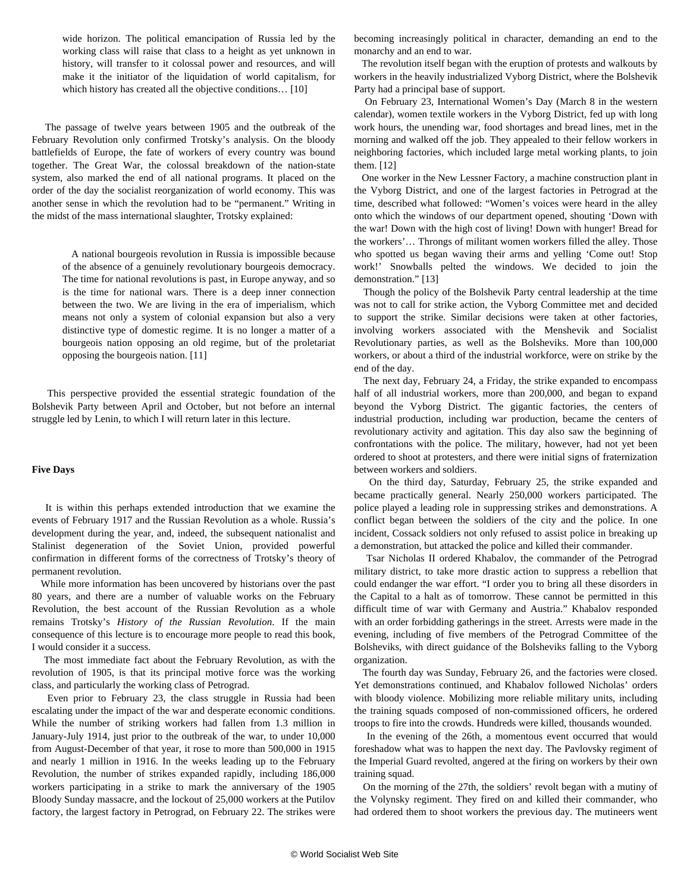> wide horizon. The political emancipation of Russia led by the working class will raise that class to a height as yet unknown in history, will transfer to it colossal power and resources, and will make it the initiator of the liquidation of world capitalism, for which history has created all the objective conditions… [10]

The passage of twelve years between 1905 and the outbreak of the February Revolution only confirmed Trotsky's analysis. On the bloody battlefields of Europe, the fate of workers of every country was bound together. The Great War, the colossal breakdown of the nation-state system, also marked the end of all national programs. It placed on the order of the day the socialist reorganization of world economy. This was another sense in which the revolution had to be "permanent." Writing in the midst of the mass international slaughter, Trotsky explained:

> A national bourgeois revolution in Russia is impossible because of the absence of a genuinely revolutionary bourgeois democracy. The time for national revolutions is past, in Europe anyway, and so is the time for national wars. There is a deep inner connection between the two. We are living in the era of imperialism, which means not only a system of colonial expansion but also a very distinctive type of domestic regime. It is no longer a matter of a bourgeois nation opposing an old regime, but of the proletariat opposing the bourgeois nation. [11]

This perspective provided the essential strategic foundation of the Bolshevik Party between April and October, but not before an internal struggle led by Lenin, to which I will return later in this lecture.

**Five Days**

It is within this perhaps extended introduction that we examine the events of February 1917 and the Russian Revolution as a whole. Russia's development during the year, and, indeed, the subsequent nationalist and Stalinist degeneration of the Soviet Union, provided powerful confirmation in different forms of the correctness of Trotsky's theory of permanent revolution.

While more information has been uncovered by historians over the past 80 years, and there are a number of valuable works on the February Revolution, the best account of the Russian Revolution as a whole remains Trotsky's *History of the Russian Revolution*. If the main consequence of this lecture is to encourage more people to read this book, I would consider it a success.

The most immediate fact about the February Revolution, as with the revolution of 1905, is that its principal motive force was the working class, and particularly the working class of Petrograd.

Even prior to February 23, the class struggle in Russia had been escalating under the impact of the war and desperate economic conditions. While the number of striking workers had fallen from 1.3 million in January-July 1914, just prior to the outbreak of the war, to under 10,000 from August-December of that year, it rose to more than 500,000 in 1915 and nearly 1 million in 1916. In the weeks leading up to the February Revolution, the number of strikes expanded rapidly, including 186,000 workers participating in a strike to mark the anniversary of the 1905 Bloody Sunday massacre, and the lockout of 25,000 workers at the Putilov factory, the largest factory in Petrograd, on February 22. The strikes were becoming increasingly political in character, demanding an end to the monarchy and an end to war.

The revolution itself began with the eruption of protests and walkouts by workers in the heavily industrialized Vyborg District, where the Bolshevik Party had a principal base of support.

On February 23, International Women's Day (March 8 in the western calendar), women textile workers in the Vyborg District, fed up with long work hours, the unending war, food shortages and bread lines, met in the morning and walked off the job. They appealed to their fellow workers in neighboring factories, which included large metal working plants, to join them. [12]

One worker in the New Lessner Factory, a machine construction plant in the Vyborg District, and one of the largest factories in Petrograd at the time, described what followed: "Women's voices were heard in the alley onto which the windows of our department opened, shouting 'Down with the war! Down with the high cost of living! Down with hunger! Bread for the workers'… Throngs of militant women workers filled the alley. Those who spotted us began waving their arms and yelling 'Come out! Stop work!' Snowballs pelted the windows. We decided to join the demonstration." [13]

Though the policy of the Bolshevik Party central leadership at the time was not to call for strike action, the Vyborg Committee met and decided to support the strike. Similar decisions were taken at other factories, involving workers associated with the Menshevik and Socialist Revolutionary parties, as well as the Bolsheviks. More than 100,000 workers, or about a third of the industrial workforce, were on strike by the end of the day.

The next day, February 24, a Friday, the strike expanded to encompass half of all industrial workers, more than 200,000, and began to expand beyond the Vyborg District. The gigantic factories, the centers of industrial production, including war production, became the centers of revolutionary activity and agitation. This day also saw the beginning of confrontations with the police. The military, however, had not yet been ordered to shoot at protesters, and there were initial signs of fraternization between workers and soldiers.

On the third day, Saturday, February 25, the strike expanded and became practically general. Nearly 250,000 workers participated. The police played a leading role in suppressing strikes and demonstrations. A conflict began between the soldiers of the city and the police. In one incident, Cossack soldiers not only refused to assist police in breaking up a demonstration, but attacked the police and killed their commander.

Tsar Nicholas II ordered Khabalov, the commander of the Petrograd military district, to take more drastic action to suppress a rebellion that could endanger the war effort. "I order you to bring all these disorders in the Capital to a halt as of tomorrow. These cannot be permitted in this difficult time of war with Germany and Austria." Khabalov responded with an order forbidding gatherings in the street. Arrests were made in the evening, including of five members of the Petrograd Committee of the Bolsheviks, with direct guidance of the Bolsheviks falling to the Vyborg organization.

The fourth day was Sunday, February 26, and the factories were closed. Yet demonstrations continued, and Khabalov followed Nicholas' orders with bloody violence. Mobilizing more reliable military units, including the training squads composed of non-commissioned officers, he ordered troops to fire into the crowds. Hundreds were killed, thousands wounded.

In the evening of the 26th, a momentous event occurred that would foreshadow what was to happen the next day. The Pavlovsky regiment of the Imperial Guard revolted, angered at the firing on workers by their own training squad.

On the morning of the 27th, the soldiers' revolt began with a mutiny of the Volynsky regiment. They fired on and killed their commander, who had ordered them to shoot workers the previous day. The mutineers went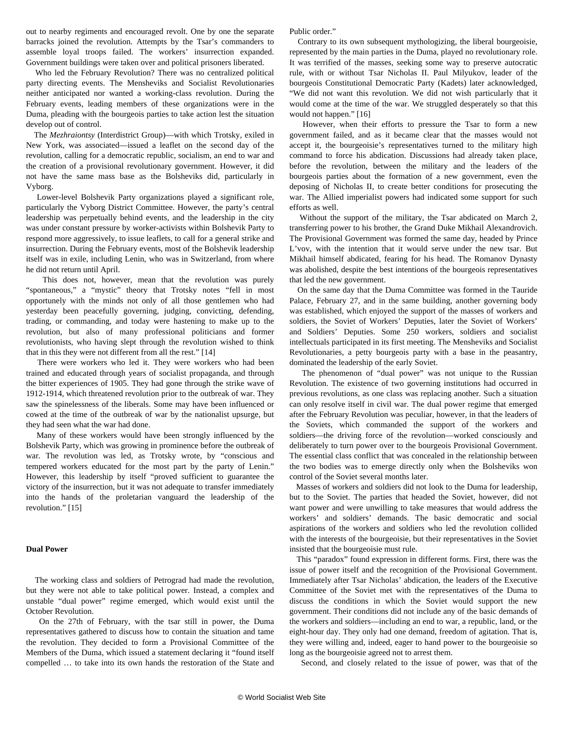out to nearby regiments and encouraged revolt. One by one the separate barracks joined the revolution. Attempts by the Tsar's commanders to assemble loyal troops failed. The workers' insurrection expanded. Government buildings were taken over and political prisoners liberated.

Who led the February Revolution? There was no centralized political party directing events. The Mensheviks and Socialist Revolutionaries neither anticipated nor wanted a working-class revolution. During the February events, leading members of these organizations were in the Duma, pleading with the bourgeois parties to take action lest the situation develop out of control.

The *Mezhraiontsy* (Interdistrict Group)—with which Trotsky, exiled in New York, was associated—issued a leaflet on the second day of the revolution, calling for a democratic republic, socialism, an end to war and the creation of a provisional revolutionary government. However, it did not have the same mass base as the Bolsheviks did, particularly in Vyborg.

Lower-level Bolshevik Party organizations played a significant role, particularly the Vyborg District Committee. However, the party's central leadership was perpetually behind events, and the leadership in the city was under constant pressure by worker-activists within Bolshevik Party to respond more aggressively, to issue leaflets, to call for a general strike and insurrection. During the February events, most of the Bolshevik leadership itself was in exile, including Lenin, who was in Switzerland, from where he did not return until April.

This does not, however, mean that the revolution was purely "spontaneous," a "mystic" theory that Trotsky notes "fell in most opportunely with the minds not only of all those gentlemen who had yesterday been peacefully governing, judging, convicting, defending, trading, or commanding, and today were hastening to make up to the revolution, but also of many professional politicians and former revolutionists, who having slept through the revolution wished to think that in this they were not different from all the rest." [14]

There were workers who led it. They were workers who had been trained and educated through years of socialist propaganda, and through the bitter experiences of 1905. They had gone through the strike wave of 1912-1914, which threatened revolution prior to the outbreak of war. They saw the spinelessness of the liberals. Some may have been influenced or cowed at the time of the outbreak of war by the nationalist upsurge, but they had seen what the war had done.

Many of these workers would have been strongly influenced by the Bolshevik Party, which was growing in prominence before the outbreak of war. The revolution was led, as Trotsky wrote, by "conscious and tempered workers educated for the most part by the party of Lenin." However, this leadership by itself "proved sufficient to guarantee the victory of the insurrection, but it was not adequate to transfer immediately into the hands of the proletarian vanguard the leadership of the revolution." [15]

**Dual Power**

The working class and soldiers of Petrograd had made the revolution, but they were not able to take political power. Instead, a complex and unstable "dual power" regime emerged, which would exist until the October Revolution.

On the 27th of February, with the tsar still in power, the Duma representatives gathered to discuss how to contain the situation and tame the revolution. They decided to form a Provisional Committee of the Members of the Duma, which issued a statement declaring it "found itself compelled … to take into its own hands the restoration of the State and Public order."

Contrary to its own subsequent mythologizing, the liberal bourgeoisie, represented by the main parties in the Duma, played no revolutionary role. It was terrified of the masses, seeking some way to preserve autocratic rule, with or without Tsar Nicholas II. Paul Milyukov, leader of the bourgeois Constitutional Democratic Party (Kadets) later acknowledged, "We did not want this revolution. We did not wish particularly that it would come at the time of the war. We struggled desperately so that this would not happen." [16]

However, when their efforts to pressure the Tsar to form a new government failed, and as it became clear that the masses would not accept it, the bourgeoisie's representatives turned to the military high command to force his abdication. Discussions had already taken place, before the revolution, between the military and the leaders of the bourgeois parties about the formation of a new government, even the deposing of Nicholas II, to create better conditions for prosecuting the war. The Allied imperialist powers had indicated some support for such efforts as well.

Without the support of the military, the Tsar abdicated on March 2, transferring power to his brother, the Grand Duke Mikhail Alexandrovich. The Provisional Government was formed the same day, headed by Prince L'vov, with the intention that it would serve under the new tsar. But Mikhail himself abdicated, fearing for his head. The Romanov Dynasty was abolished, despite the best intentions of the bourgeois representatives that led the new government.

On the same day that the Duma Committee was formed in the Tauride Palace, February 27, and in the same building, another governing body was established, which enjoyed the support of the masses of workers and soldiers, the Soviet of Workers' Deputies, later the Soviet of Workers' and Soldiers' Deputies. Some 250 workers, soldiers and socialist intellectuals participated in its first meeting. The Mensheviks and Socialist Revolutionaries, a petty bourgeois party with a base in the peasantry, dominated the leadership of the early Soviet.

The phenomenon of "dual power" was not unique to the Russian Revolution. The existence of two governing institutions had occurred in previous revolutions, as one class was replacing another. Such a situation can only resolve itself in civil war. The dual power regime that emerged after the February Revolution was peculiar, however, in that the leaders of the Soviets, which commanded the support of the workers and soldiers—the driving force of the revolution—worked consciously and deliberately to turn power over to the bourgeois Provisional Government. The essential class conflict that was concealed in the relationship between the two bodies was to emerge directly only when the Bolsheviks won control of the Soviet several months later.

Masses of workers and soldiers did not look to the Duma for leadership, but to the Soviet. The parties that headed the Soviet, however, did not want power and were unwilling to take measures that would address the workers' and soldiers' demands. The basic democratic and social aspirations of the workers and soldiers who led the revolution collided with the interests of the bourgeoisie, but their representatives in the Soviet insisted that the bourgeoisie must rule.

This "paradox" found expression in different forms. First, there was the issue of power itself and the recognition of the Provisional Government. Immediately after Tsar Nicholas' abdication, the leaders of the Executive Committee of the Soviet met with the representatives of the Duma to discuss the conditions in which the Soviet would support the new government. Their conditions did not include any of the basic demands of the workers and soldiers—including an end to war, a republic, land, or the eight-hour day. They only had one demand, freedom of agitation. That is, they were willing and, indeed, eager to hand power to the bourgeoisie so long as the bourgeoisie agreed not to arrest them.

Second, and closely related to the issue of power, was that of the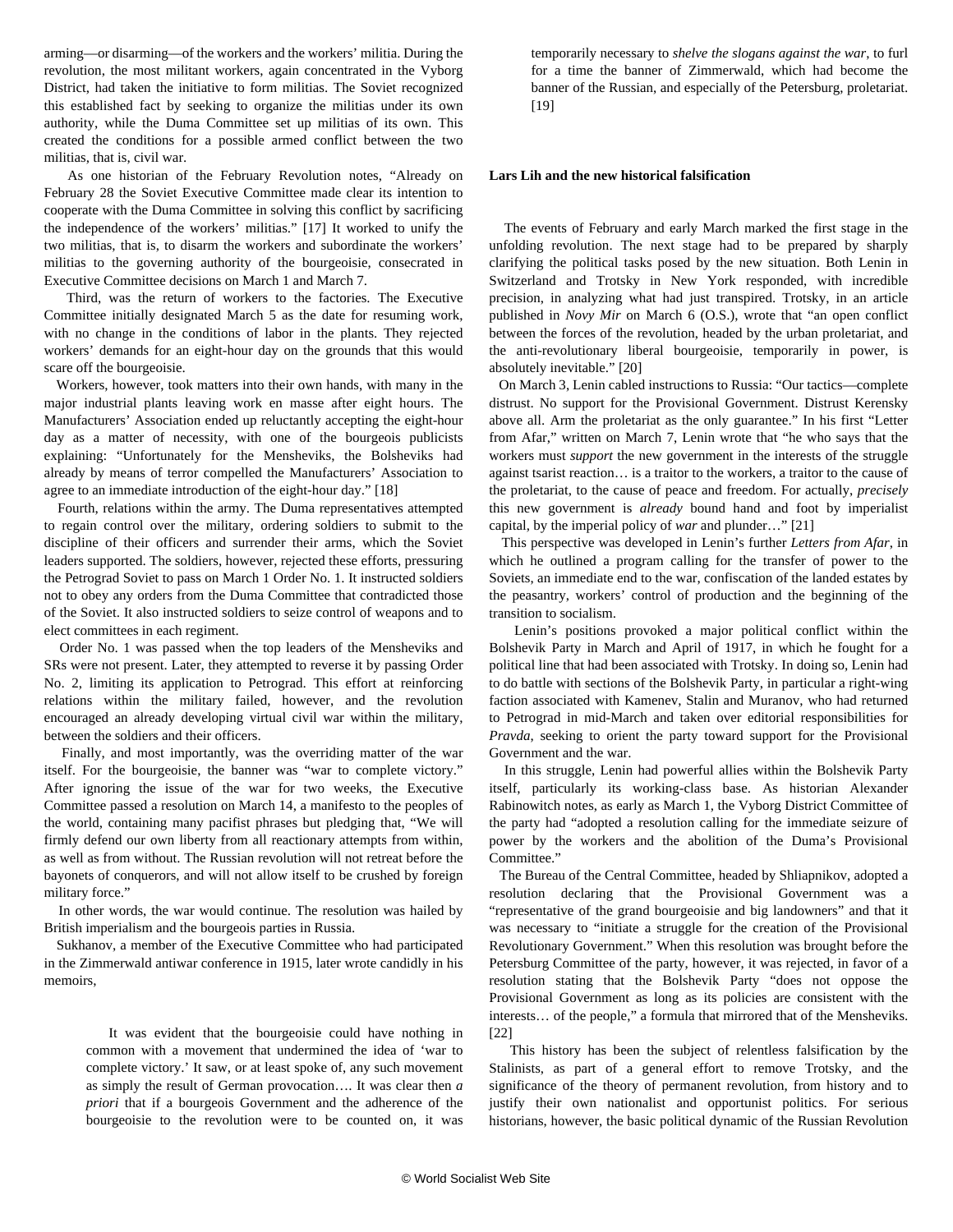arming—or disarming—of the workers and the workers' militia. During the revolution, the most militant workers, again concentrated in the Vyborg District, had taken the initiative to form militias. The Soviet recognized this established fact by seeking to organize the militias under its own authority, while the Duma Committee set up militias of its own. This created the conditions for a possible armed conflict between the two militias, that is, civil war.

As one historian of the February Revolution notes, "Already on February 28 the Soviet Executive Committee made clear its intention to cooperate with the Duma Committee in solving this conflict by sacrificing the independence of the workers' militias." [17] It worked to unify the two militias, that is, to disarm the workers and subordinate the workers' militias to the governing authority of the bourgeoisie, consecrated in Executive Committee decisions on March 1 and March 7.

Third, was the return of workers to the factories. The Executive Committee initially designated March 5 as the date for resuming work, with no change in the conditions of labor in the plants. They rejected workers' demands for an eight-hour day on the grounds that this would scare off the bourgeoisie.

Workers, however, took matters into their own hands, with many in the major industrial plants leaving work en masse after eight hours. The Manufacturers' Association ended up reluctantly accepting the eight-hour day as a matter of necessity, with one of the bourgeois publicists explaining: "Unfortunately for the Mensheviks, the Bolsheviks had already by means of terror compelled the Manufacturers' Association to agree to an immediate introduction of the eight-hour day." [18]

Fourth, relations within the army. The Duma representatives attempted to regain control over the military, ordering soldiers to submit to the discipline of their officers and surrender their arms, which the Soviet leaders supported. The soldiers, however, rejected these efforts, pressuring the Petrograd Soviet to pass on March 1 Order No. 1. It instructed soldiers not to obey any orders from the Duma Committee that contradicted those of the Soviet. It also instructed soldiers to seize control of weapons and to elect committees in each regiment.

Order No. 1 was passed when the top leaders of the Mensheviks and SRs were not present. Later, they attempted to reverse it by passing Order No. 2, limiting its application to Petrograd. This effort at reinforcing relations within the military failed, however, and the revolution encouraged an already developing virtual civil war within the military, between the soldiers and their officers.

Finally, and most importantly, was the overriding matter of the war itself. For the bourgeoisie, the banner was "war to complete victory." After ignoring the issue of the war for two weeks, the Executive Committee passed a resolution on March 14, a manifesto to the peoples of the world, containing many pacifist phrases but pledging that, "We will firmly defend our own liberty from all reactionary attempts from within, as well as from without. The Russian revolution will not retreat before the bayonets of conquerors, and will not allow itself to be crushed by foreign military force."

In other words, the war would continue. The resolution was hailed by British imperialism and the bourgeois parties in Russia.

Sukhanov, a member of the Executive Committee who had participated in the Zimmerwald antiwar conference in 1915, later wrote candidly in his memoirs,

> It was evident that the bourgeoisie could have nothing in common with a movement that undermined the idea of 'war to complete victory.' It saw, or at least spoke of, any such movement as simply the result of German provocation…. It was clear then *a priori* that if a bourgeois Government and the adherence of the bourgeoisie to the revolution were to be counted on, it was temporarily necessary to *shelve the slogans against the war*, to furl for a time the banner of Zimmerwald, which had become the banner of the Russian, and especially of the Petersburg, proletariat. [19]

**Lars Lih and the new historical falsification**

The events of February and early March marked the first stage in the unfolding revolution. The next stage had to be prepared by sharply clarifying the political tasks posed by the new situation. Both Lenin in Switzerland and Trotsky in New York responded, with incredible precision, in analyzing what had just transpired. Trotsky, in an article published in *Novy Mir* on March 6 (O.S.), wrote that "an open conflict between the forces of the revolution, headed by the urban proletariat, and the anti-revolutionary liberal bourgeoisie, temporarily in power, is absolutely inevitable." [20]

On March 3, Lenin cabled instructions to Russia: "Our tactics—complete distrust. No support for the Provisional Government. Distrust Kerensky above all. Arm the proletariat as the only guarantee." In his first "Letter from Afar," written on March 7, Lenin wrote that "he who says that the workers must *support* the new government in the interests of the struggle against tsarist reaction… is a traitor to the workers, a traitor to the cause of the proletariat, to the cause of peace and freedom. For actually, *precisely* this new government is *already* bound hand and foot by imperialist capital, by the imperial policy of *war* and plunder…" [21]

This perspective was developed in Lenin's further *Letters from Afar*, in which he outlined a program calling for the transfer of power to the Soviets, an immediate end to the war, confiscation of the landed estates by the peasantry, workers' control of production and the beginning of the transition to socialism.

Lenin's positions provoked a major political conflict within the Bolshevik Party in March and April of 1917, in which he fought for a political line that had been associated with Trotsky. In doing so, Lenin had to do battle with sections of the Bolshevik Party, in particular a right-wing faction associated with Kamenev, Stalin and Muranov, who had returned to Petrograd in mid-March and taken over editorial responsibilities for *Pravda*, seeking to orient the party toward support for the Provisional Government and the war.

In this struggle, Lenin had powerful allies within the Bolshevik Party itself, particularly its working-class base. As historian Alexander Rabinowitch notes, as early as March 1, the Vyborg District Committee of the party had "adopted a resolution calling for the immediate seizure of power by the workers and the abolition of the Duma's Provisional Committee."

The Bureau of the Central Committee, headed by Shliapnikov, adopted a resolution declaring that the Provisional Government was a "representative of the grand bourgeoisie and big landowners" and that it was necessary to "initiate a struggle for the creation of the Provisional Revolutionary Government." When this resolution was brought before the Petersburg Committee of the party, however, it was rejected, in favor of a resolution stating that the Bolshevik Party "does not oppose the Provisional Government as long as its policies are consistent with the interests… of the people," a formula that mirrored that of the Mensheviks. [22]

This history has been the subject of relentless falsification by the Stalinists, as part of a general effort to remove Trotsky, and the significance of the theory of permanent revolution, from history and to justify their own nationalist and opportunist politics. For serious historians, however, the basic political dynamic of the Russian Revolution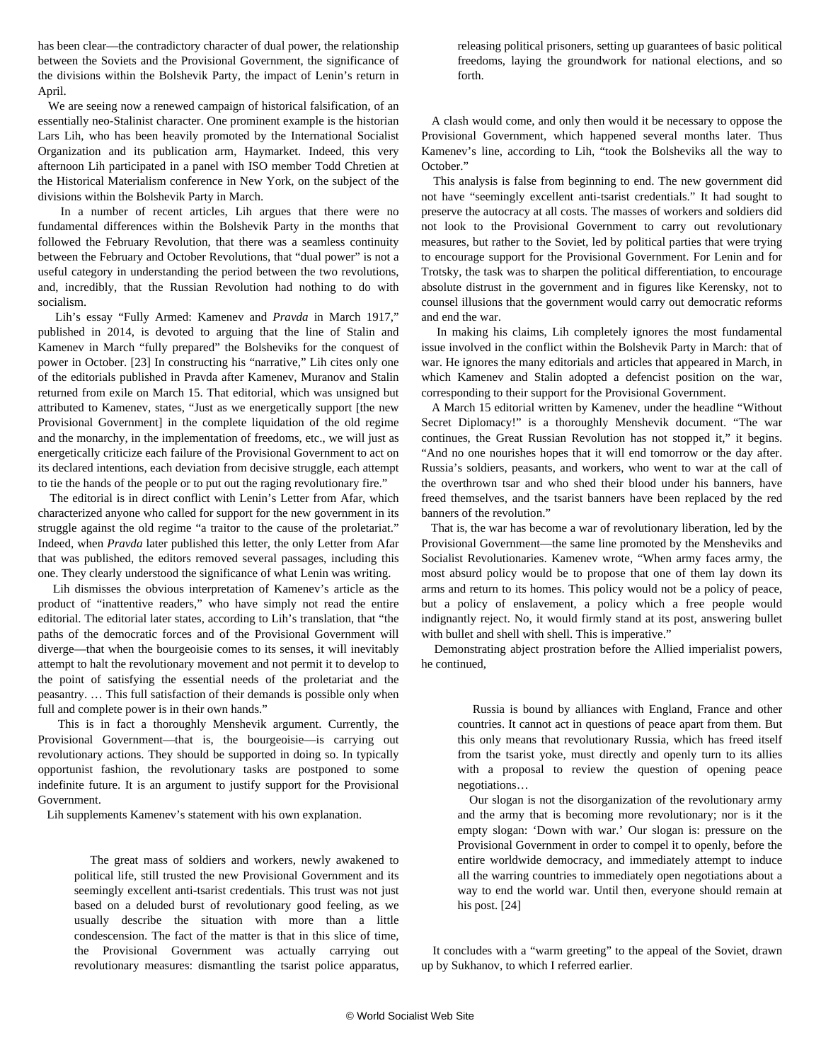has been clear—the contradictory character of dual power, the relationship between the Soviets and the Provisional Government, the significance of the divisions within the Bolshevik Party, the impact of Lenin's return in April.

We are seeing now a renewed campaign of historical falsification, of an essentially neo-Stalinist character. One prominent example is the historian Lars Lih, who has been heavily promoted by the International Socialist Organization and its publication arm, Haymarket. Indeed, this very afternoon Lih participated in a panel with ISO member Todd Chretien at the Historical Materialism conference in New York, on the subject of the divisions within the Bolshevik Party in March.

In a number of recent articles, Lih argues that there were no fundamental differences within the Bolshevik Party in the months that followed the February Revolution, that there was a seamless continuity between the February and October Revolutions, that "dual power" is not a useful category in understanding the period between the two revolutions, and, incredibly, that the Russian Revolution had nothing to do with socialism.

Lih's essay "Fully Armed: Kamenev and *Pravda* in March 1917," published in 2014, is devoted to arguing that the line of Stalin and Kamenev in March "fully prepared" the Bolsheviks for the conquest of power in October. [23] In constructing his "narrative," Lih cites only one of the editorials published in Pravda after Kamenev, Muranov and Stalin returned from exile on March 15. That editorial, which was unsigned but attributed to Kamenev, states, "Just as we energetically support [the new Provisional Government] in the complete liquidation of the old regime and the monarchy, in the implementation of freedoms, etc., we will just as energetically criticize each failure of the Provisional Government to act on its declared intentions, each deviation from decisive struggle, each attempt to tie the hands of the people or to put out the raging revolutionary fire."

The editorial is in direct conflict with Lenin's Letter from Afar, which characterized anyone who called for support for the new government in its struggle against the old regime "a traitor to the cause of the proletariat." Indeed, when *Pravda* later published this letter, the only Letter from Afar that was published, the editors removed several passages, including this one. They clearly understood the significance of what Lenin was writing.

Lih dismisses the obvious interpretation of Kamenev's article as the product of "inattentive readers," who have simply not read the entire editorial. The editorial later states, according to Lih's translation, that "the paths of the democratic forces and of the Provisional Government will diverge—that when the bourgeoisie comes to its senses, it will inevitably attempt to halt the revolutionary movement and not permit it to develop to the point of satisfying the essential needs of the proletariat and the peasantry. … This full satisfaction of their demands is possible only when full and complete power is in their own hands."

This is in fact a thoroughly Menshevik argument. Currently, the Provisional Government—that is, the bourgeoisie—is carrying out revolutionary actions. They should be supported in doing so. In typically opportunist fashion, the revolutionary tasks are postponed to some indefinite future. It is an argument to justify support for the Provisional Government.

Lih supplements Kamenev's statement with his own explanation.

> The great mass of soldiers and workers, newly awakened to political life, still trusted the new Provisional Government and its seemingly excellent anti-tsarist credentials. This trust was not just based on a deluded burst of revolutionary good feeling, as we usually describe the situation with more than a little condescension. The fact of the matter is that in this slice of time, the Provisional Government was actually carrying out revolutionary measures: dismantling the tsarist police apparatus, releasing political prisoners, setting up guarantees of basic political freedoms, laying the groundwork for national elections, and so forth.

A clash would come, and only then would it be necessary to oppose the Provisional Government, which happened several months later. Thus Kamenev's line, according to Lih, "took the Bolsheviks all the way to October."

This analysis is false from beginning to end. The new government did not have "seemingly excellent anti-tsarist credentials." It had sought to preserve the autocracy at all costs. The masses of workers and soldiers did not look to the Provisional Government to carry out revolutionary measures, but rather to the Soviet, led by political parties that were trying to encourage support for the Provisional Government. For Lenin and for Trotsky, the task was to sharpen the political differentiation, to encourage absolute distrust in the government and in figures like Kerensky, not to counsel illusions that the government would carry out democratic reforms and end the war.

In making his claims, Lih completely ignores the most fundamental issue involved in the conflict within the Bolshevik Party in March: that of war. He ignores the many editorials and articles that appeared in March, in which Kamenev and Stalin adopted a defencist position on the war, corresponding to their support for the Provisional Government.

A March 15 editorial written by Kamenev, under the headline "Without Secret Diplomacy!" is a thoroughly Menshevik document. "The war continues, the Great Russian Revolution has not stopped it," it begins. "And no one nourishes hopes that it will end tomorrow or the day after. Russia's soldiers, peasants, and workers, who went to war at the call of the overthrown tsar and who shed their blood under his banners, have freed themselves, and the tsarist banners have been replaced by the red banners of the revolution."

That is, the war has become a war of revolutionary liberation, led by the Provisional Government—the same line promoted by the Mensheviks and Socialist Revolutionaries. Kamenev wrote, "When army faces army, the most absurd policy would be to propose that one of them lay down its arms and return to its homes. This policy would not be a policy of peace, but a policy of enslavement, a policy which a free people would indignantly reject. No, it would firmly stand at its post, answering bullet with bullet and shell with shell. This is imperative."

Demonstrating abject prostration before the Allied imperialist powers, he continued,

> Russia is bound by alliances with England, France and other countries. It cannot act in questions of peace apart from them. But this only means that revolutionary Russia, which has freed itself from the tsarist yoke, must directly and openly turn to its allies with a proposal to review the question of opening peace negotiations…
>
> Our slogan is not the disorganization of the revolutionary army and the army that is becoming more revolutionary; nor is it the empty slogan: 'Down with war.' Our slogan is: pressure on the Provisional Government in order to compel it to openly, before the entire worldwide democracy, and immediately attempt to induce all the warring countries to immediately open negotiations about a way to end the world war. Until then, everyone should remain at his post. [24]

It concludes with a "warm greeting" to the appeal of the Soviet, drawn up by Sukhanov, to which I referred earlier.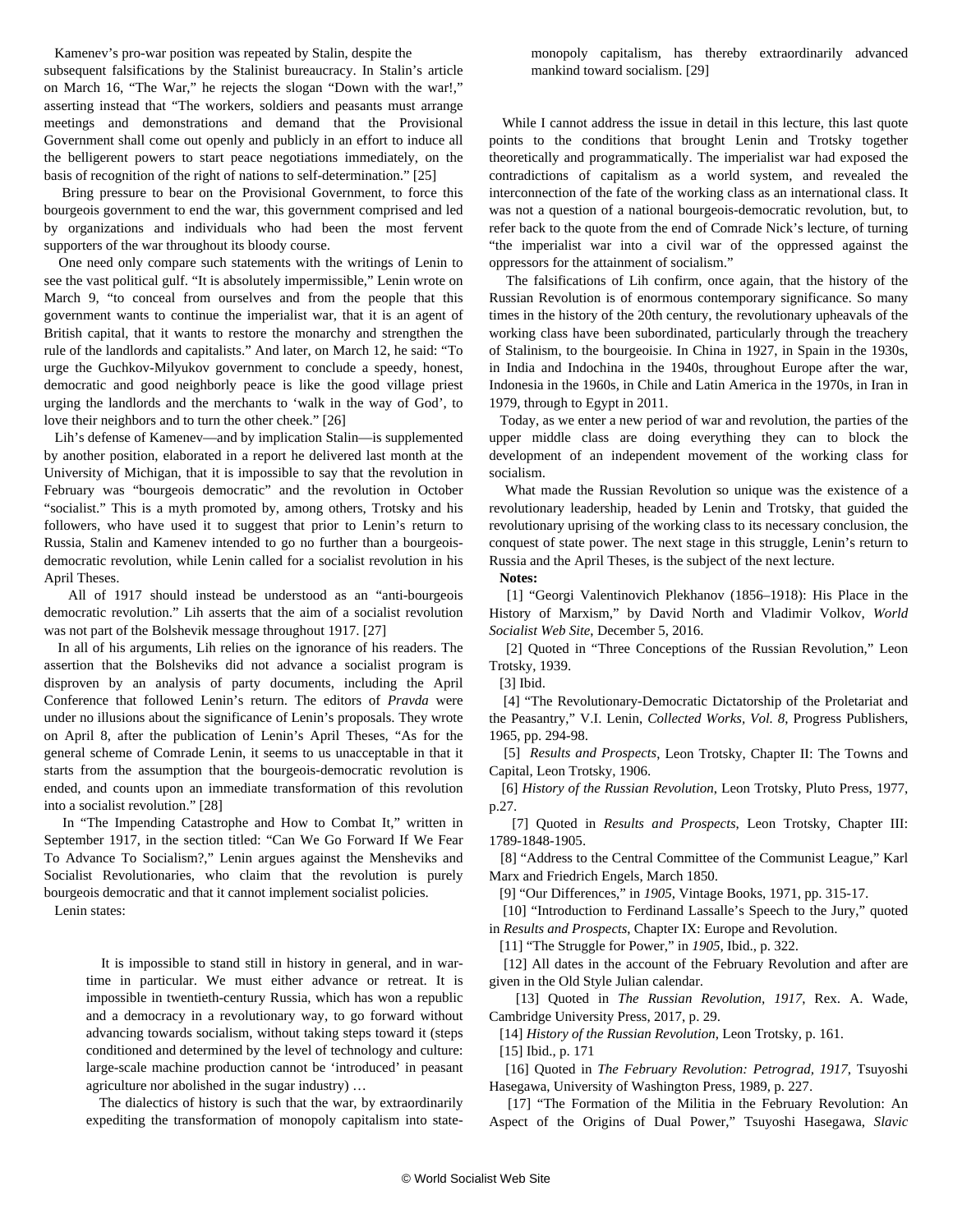Kamenev's pro-war position was repeated by Stalin, despite the subsequent falsifications by the Stalinist bureaucracy. In Stalin's article on March 16, "The War," he rejects the slogan "Down with the war!," asserting instead that "The workers, soldiers and peasants must arrange meetings and demonstrations and demand that the Provisional Government shall come out openly and publicly in an effort to induce all the belligerent powers to start peace negotiations immediately, on the basis of recognition of the right of nations to self-determination." [25]

Bring pressure to bear on the Provisional Government, to force this bourgeois government to end the war, this government comprised and led by organizations and individuals who had been the most fervent supporters of the war throughout its bloody course.

One need only compare such statements with the writings of Lenin to see the vast political gulf. "It is absolutely impermissible," Lenin wrote on March 9, "to conceal from ourselves and from the people that this government wants to continue the imperialist war, that it is an agent of British capital, that it wants to restore the monarchy and strengthen the rule of the landlords and capitalists." And later, on March 12, he said: "To urge the Guchkov-Milyukov government to conclude a speedy, honest, democratic and good neighborly peace is like the good village priest urging the landlords and the merchants to 'walk in the way of God', to love their neighbors and to turn the other cheek." [26]

Lih's defense of Kamenev—and by implication Stalin—is supplemented by another position, elaborated in a report he delivered last month at the University of Michigan, that it is impossible to say that the revolution in February was "bourgeois democratic" and the revolution in October "socialist." This is a myth promoted by, among others, Trotsky and his followers, who have used it to suggest that prior to Lenin's return to Russia, Stalin and Kamenev intended to go no further than a bourgeois-democratic revolution, while Lenin called for a socialist revolution in his April Theses.

All of 1917 should instead be understood as an "anti-bourgeois democratic revolution." Lih asserts that the aim of a socialist revolution was not part of the Bolshevik message throughout 1917. [27]

In all of his arguments, Lih relies on the ignorance of his readers. The assertion that the Bolsheviks did not advance a socialist program is disproven by an analysis of party documents, including the April Conference that followed Lenin's return. The editors of *Pravda* were under no illusions about the significance of Lenin's proposals. They wrote on April 8, after the publication of Lenin's April Theses, "As for the general scheme of Comrade Lenin, it seems to us unacceptable in that it starts from the assumption that the bourgeois-democratic revolution is ended, and counts upon an immediate transformation of this revolution into a socialist revolution." [28]

In "The Impending Catastrophe and How to Combat It," written in September 1917, in the section titled: "Can We Go Forward If We Fear To Advance To Socialism?," Lenin argues against the Mensheviks and Socialist Revolutionaries, who claim that the revolution is purely bourgeois democratic and that it cannot implement socialist policies.

Lenin states:

> It is impossible to stand still in history in general, and in war-time in particular. We must either advance or retreat. It is impossible in twentieth-century Russia, which has won a republic and a democracy in a revolutionary way, to go forward without advancing towards socialism, without taking steps toward it (steps conditioned and determined by the level of technology and culture: large-scale machine production cannot be 'introduced' in peasant agriculture nor abolished in the sugar industry) …
>
> The dialectics of history is such that the war, by extraordinarily expediting the transformation of monopoly capitalism into state-monopoly capitalism, has thereby extraordinarily advanced mankind toward socialism. [29]

While I cannot address the issue in detail in this lecture, this last quote points to the conditions that brought Lenin and Trotsky together theoretically and programmatically. The imperialist war had exposed the contradictions of capitalism as a world system, and revealed the interconnection of the fate of the working class as an international class. It was not a question of a national bourgeois-democratic revolution, but, to refer back to the quote from the end of Comrade Nick's lecture, of turning "the imperialist war into a civil war of the oppressed against the oppressors for the attainment of socialism."

The falsifications of Lih confirm, once again, that the history of the Russian Revolution is of enormous contemporary significance. So many times in the history of the 20th century, the revolutionary upheavals of the working class have been subordinated, particularly through the treachery of Stalinism, to the bourgeoisie. In China in 1927, in Spain in the 1930s, in India and Indochina in the 1940s, throughout Europe after the war, Indonesia in the 1960s, in Chile and Latin America in the 1970s, in Iran in 1979, through to Egypt in 2011.

Today, as we enter a new period of war and revolution, the parties of the upper middle class are doing everything they can to block the development of an independent movement of the working class for socialism.

What made the Russian Revolution so unique was the existence of a revolutionary leadership, headed by Lenin and Trotsky, that guided the revolutionary uprising of the working class to its necessary conclusion, the conquest of state power. The next stage in this struggle, Lenin's return to Russia and the April Theses, is the subject of the next lecture.

**Notes:**

[1] "Georgi Valentinovich Plekhanov (1856–1918): His Place in the History of Marxism," by David North and Vladimir Volkov, *World Socialist Web Site*, December 5, 2016.

[2] Quoted in "Three Conceptions of the Russian Revolution," Leon Trotsky, 1939.

[3] Ibid.

[4] "The Revolutionary-Democratic Dictatorship of the Proletariat and the Peasantry," V.I. Lenin, *Collected Works, Vol. 8*, Progress Publishers, 1965, pp. 294-98.

[5] *Results and Prospects*, Leon Trotsky, Chapter II: The Towns and Capital, Leon Trotsky, 1906.

[6] *History of the Russian Revolution*, Leon Trotsky, Pluto Press, 1977, p.27.

[7] Quoted in *Results and Prospects*, Leon Trotsky, Chapter III: 1789-1848-1905.

[8] "Address to the Central Committee of the Communist League," Karl Marx and Friedrich Engels, March 1850.

[9] "Our Differences," in *1905*, Vintage Books, 1971, pp. 315-17.

[10] "Introduction to Ferdinand Lassalle's Speech to the Jury," quoted in *Results and Prospects*, Chapter IX: Europe and Revolution.

[11] "The Struggle for Power," in *1905*, Ibid., p. 322.

[12] All dates in the account of the February Revolution and after are given in the Old Style Julian calendar.

[13] Quoted in *The Russian Revolution, 1917*, Rex. A. Wade, Cambridge University Press, 2017, p. 29.

[14] *History of the Russian Revolution*, Leon Trotsky, p. 161.

[15] Ibid., p. 171

[16] Quoted in *The February Revolution: Petrograd, 1917*, Tsuyoshi Hasegawa, University of Washington Press, 1989, p. 227.

[17] "The Formation of the Militia in the February Revolution: An Aspect of the Origins of Dual Power," Tsuyoshi Hasegawa, *Slavic*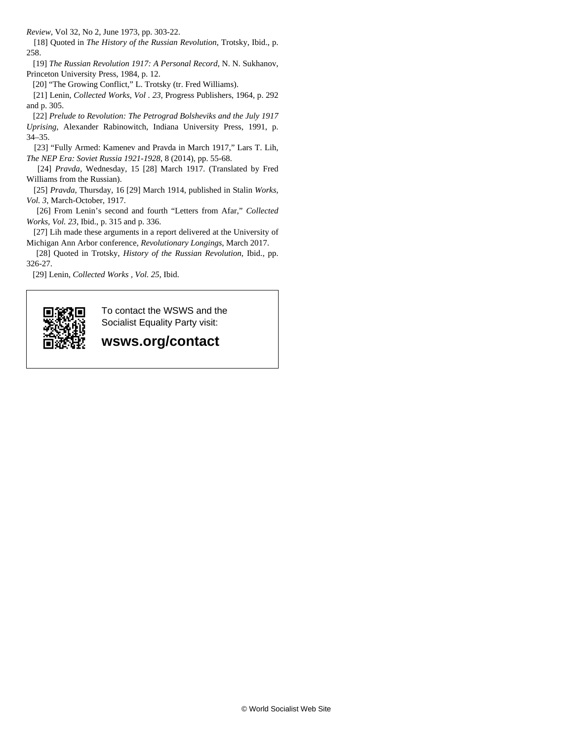*Review*, Vol 32, No 2, June 1973, pp. 303-22.

[18] Quoted in *The History of the Russian Revolution*, Trotsky, Ibid., p. 258.

[19] *The Russian Revolution 1917: A Personal Record*, N. N. Sukhanov, Princeton University Press, 1984, p. 12.

[20] "The Growing Conflict," L. Trotsky (tr. Fred Williams).

[21] Lenin, *Collected Works, Vol . 23*, Progress Publishers, 1964, p. 292 and p. 305.

[22] *Prelude to Revolution: The Petrograd Bolsheviks and the July 1917 Uprising*, Alexander Rabinowitch, Indiana University Press, 1991, p. 34–35.

[23] "Fully Armed: Kamenev and Pravda in March 1917," Lars T. Lih, *The NEP Era: Soviet Russia 1921-1928*, 8 (2014), pp. 55-68.

[24] *Pravda*, Wednesday, 15 [28] March 1917. (Translated by Fred Williams from the Russian).

[25] *Pravda*, Thursday, 16 [29] March 1914, published in Stalin *Works, Vol. 3*, March-October, 1917.

[26] From Lenin's second and fourth "Letters from Afar," *Collected Works, Vol. 23*, Ibid., p. 315 and p. 336.

[27] Lih made these arguments in a report delivered at the University of Michigan Ann Arbor conference, *Revolutionary Longings*, March 2017.

[28] Quoted in Trotsky, *History of the Russian Revolution*, Ibid., pp. 326-27.

[29] Lenin, *Collected Works , Vol. 25*, Ibid.

To contact the WSWS and the Socialist Equality Party visit:

**wsws.org/contact**